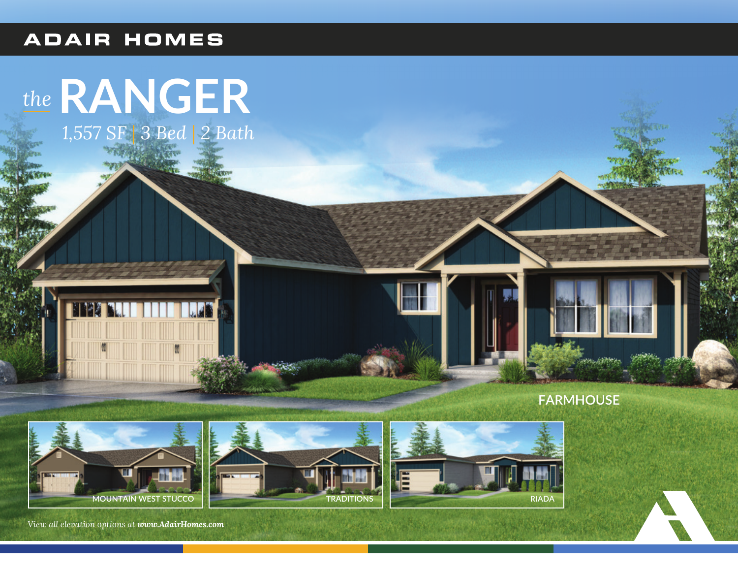ADAIR HOMES

# *the* RANGER

*1,557 SF | 3 Bed | 2 Bath*

FARMHOUSE

MOUNTAIN WEST STUCCO

TRADITIONS

RIADA

*View all elevation options at* ***www.AdairHomes.com***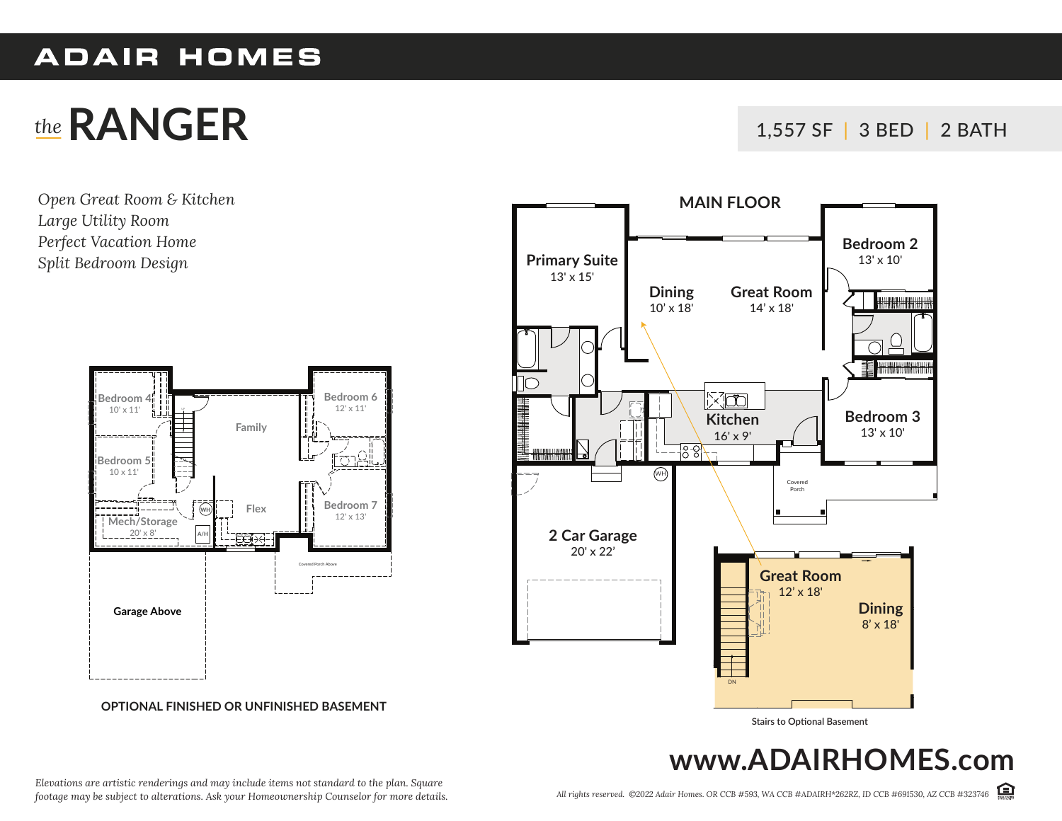# ADAIR HOMES

## *the* RANGER

1,557 SF | 3 BED | 2 BATH

*Open Great Room & Kitchen*
*Large Utility Room*
*Perfect Vacation Home*
*Split Bedroom Design*

### MAIN FLOOR

Primary Suite
13' x 15'

Dining
10' x 18'

Great Room
14' x 18'

Bedroom 2
13' x 10'

Kitchen
16' x 9'

Bedroom 3
13' x 10'

WH

Covered Porch

2 Car Garage
20' x 22'

Great Room
12' x 18'

Dining
8' x 18'

DN

Stairs to Optional Basement

### OPTIONAL FINISHED OR UNFINISHED BASEMENT

Bedroom 4
10' x 11'

Bedroom 5
10 x 11'

Family

Bedroom 6
12' x 11'

Flex

Bedroom 7
12' x 13'

Mech/Storage
20' x 8'

WH

A/H

Covered Porch Above

Garage Above

**www.ADAIRHOMES.com**

*Elevations are artistic renderings and may include items not standard to the plan. Square footage may be subject to alterations. Ask your Homeownership Counselor for more details.*

*All rights reserved. ©2022 Adair Homes. OR CCB #593, WA CCB #ADAIRH*262RZ, ID CCB #691530, AZ CCB #323746*